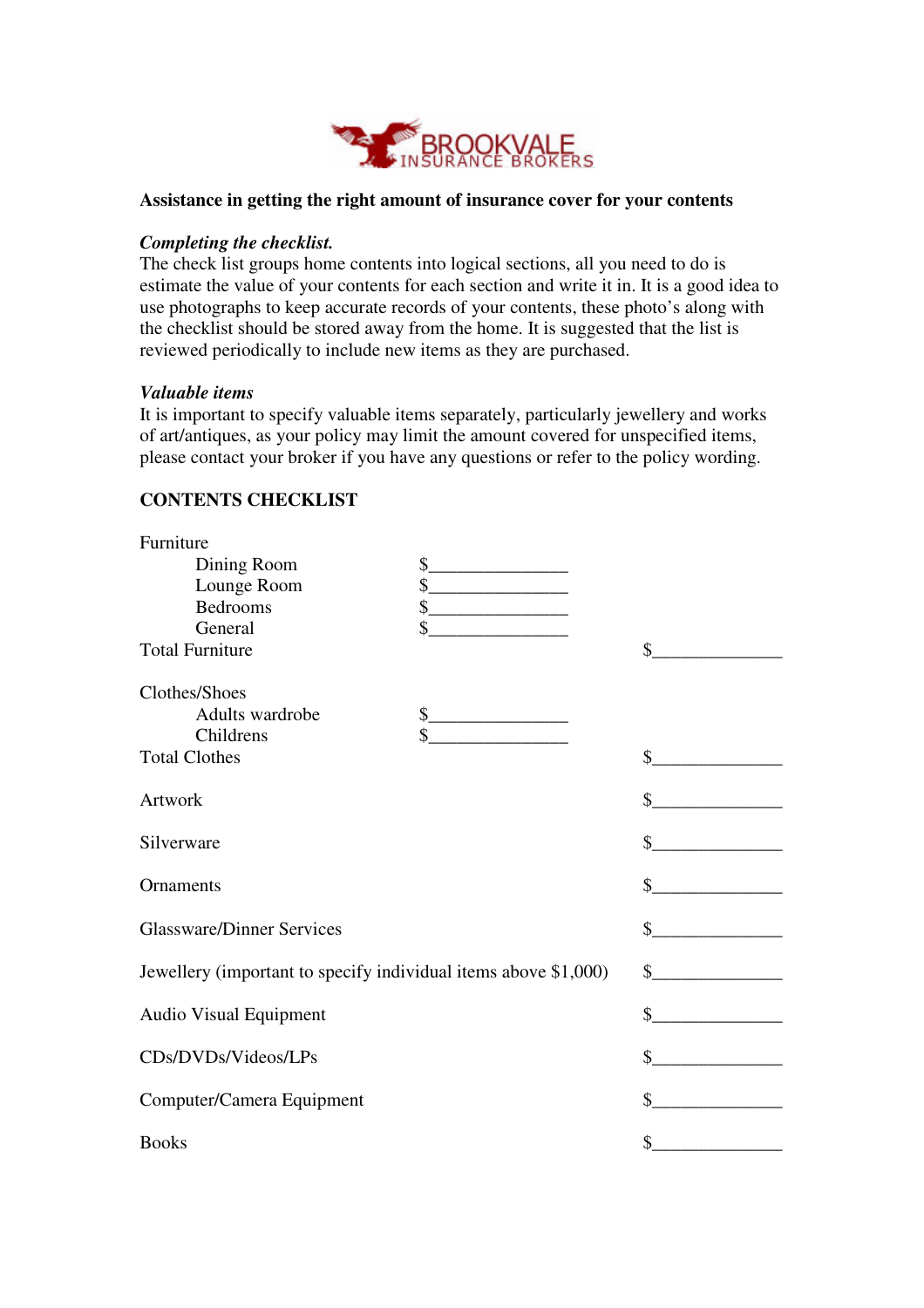BROOKVALE INSURANCE BROKERS

**Assistance in getting the right amount of insurance cover for your contents**

***Completing the checklist.***

The check list groups home contents into logical sections, all you need to do is estimate the value of your contents for each section and write it in. It is a good idea to use photographs to keep accurate records of your contents, these photo's along with the checklist should be stored away from the home. It is suggested that the list is reviewed periodically to include new items as they are purchased.

***Valuable items***

It is important to specify valuable items separately, particularly jewellery and works of art/antiques, as your policy may limit the amount covered for unspecified items, please contact your broker if you have any questions or refer to the policy wording.

## CONTENTS CHECKLIST

| | | |
|---|---|---|
| Furniture | | |
| Dining Room | $_______________ | |
| Lounge Room | $_______________ | |
| Bedrooms | $_______________ | |
| General | $_______________ | |
| Total Furniture | | $_______________ |
| Clothes/Shoes | | |
| Adults wardrobe | $_______________ | |
| Childrens | $_______________ | |
| Total Clothes | | $_______________ |
| Artwork | | $_______________ |
| Silverware | | $_______________ |
| Ornaments | | $_______________ |
| Glassware/Dinner Services | | $_______________ |
| Jewellery (important to specify individual items above $1,000) | | $_______________ |
| Audio Visual Equipment | | $_______________ |
| CDs/DVDs/Videos/LPs | | $_______________ |
| Computer/Camera Equipment | | $_______________ |
| Books | | $_______________ |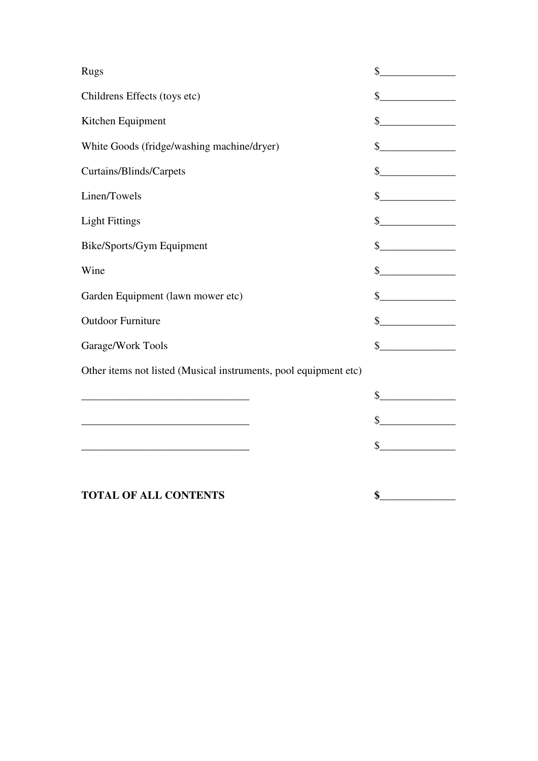| | |
|---|---|
| Rugs | $______________ |
| Childrens Effects (toys etc) | $______________ |
| Kitchen Equipment | $______________ |
| White Goods (fridge/washing machine/dryer) | $______________ |
| Curtains/Blinds/Carpets | $______________ |
| Linen/Towels | $______________ |
| Light Fittings | $______________ |
| Bike/Sports/Gym Equipment | $______________ |
| Wine | $______________ |
| Garden Equipment (lawn mower etc) | $______________ |
| Outdoor Furniture | $______________ |
| Garage/Work Tools | $______________ |

Other items not listed (Musical instruments, pool equipment etc)

| | |
|---|---|
| _______________________________ | $______________ |
| _______________________________ | $______________ |
| _______________________________ | $______________ |

**TOTAL OF ALL CONTENTS** **$______________**